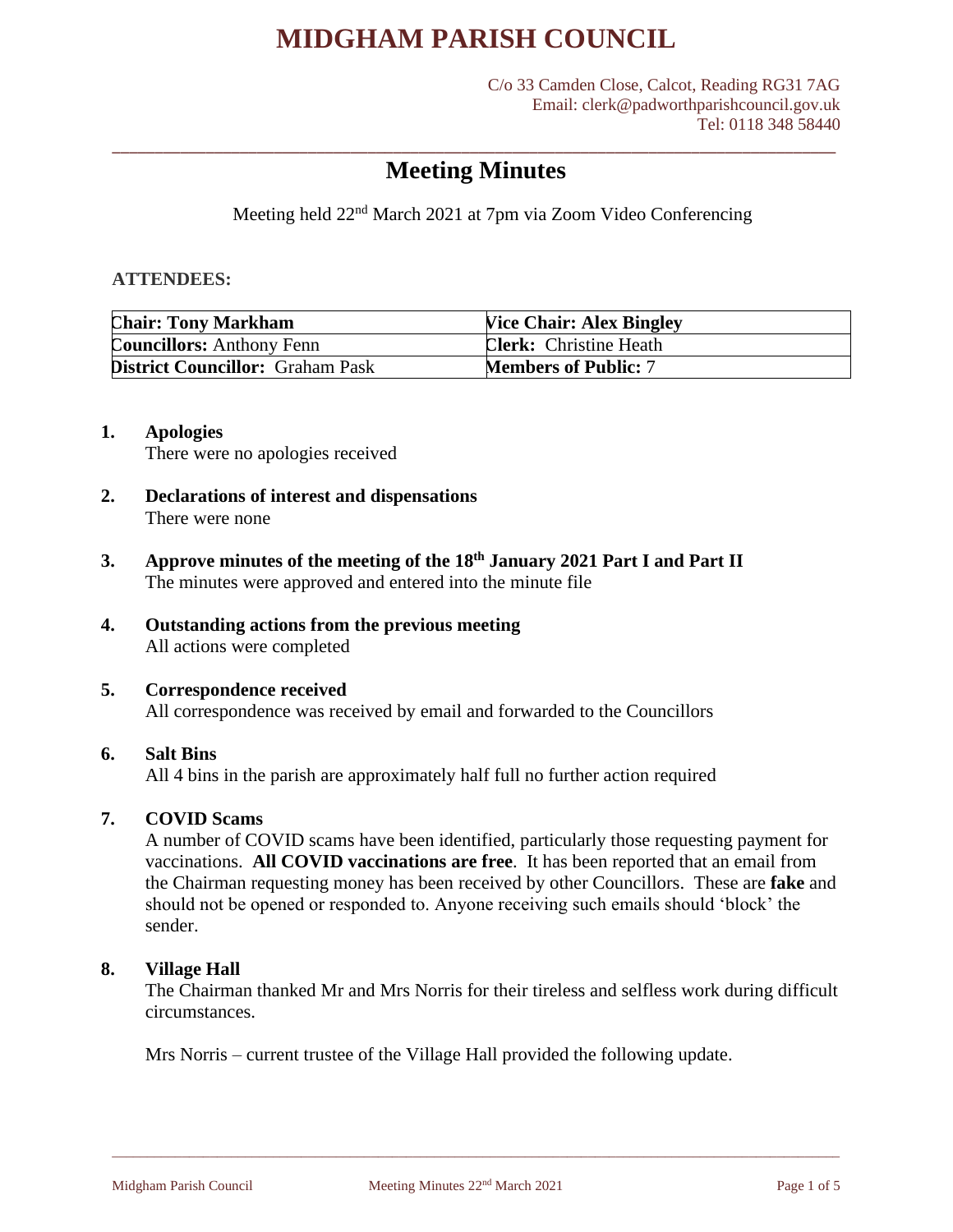# MIDGHAM PARISH COUNCIL

C/o 33 Camden Close, Calcot, Reading RG31 7AG
Email: clerk@padworthparishcouncil.gov.uk
Tel: 0118 348 58440

## Meeting Minutes

Meeting held 22nd March 2021 at 7pm via Zoom Video Conferencing

**ATTENDEES:**

| **Chair: Tony Markham** | **Vice Chair: Alex Bingley** |
|---|---|
| **Councillors:** Anthony Fenn | **Clerk:** Christine Heath |
| **District Councillor:** Graham Pask | **Members of Public:** 7 |

1. **Apologies**
   There were no apologies received

2. **Declarations of interest and dispensations**
   There were none

3. **Approve minutes of the meeting of the 18th January 2021 Part I and Part II**
   The minutes were approved and entered into the minute file

4. **Outstanding actions from the previous meeting**
   All actions were completed

5. **Correspondence received**
   All correspondence was received by email and forwarded to the Councillors

6. **Salt Bins**
   All 4 bins in the parish are approximately half full no further action required

7. **COVID Scams**
   A number of COVID scams have been identified, particularly those requesting payment for vaccinations. **All COVID vaccinations are free**. It has been reported that an email from the Chairman requesting money has been received by other Councillors. These are **fake** and should not be opened or responded to. Anyone receiving such emails should 'block' the sender.

8. **Village Hall**
   The Chairman thanked Mr and Mrs Norris for their tireless and selfless work during difficult circumstances.

   Mrs Norris – current trustee of the Village Hall provided the following update.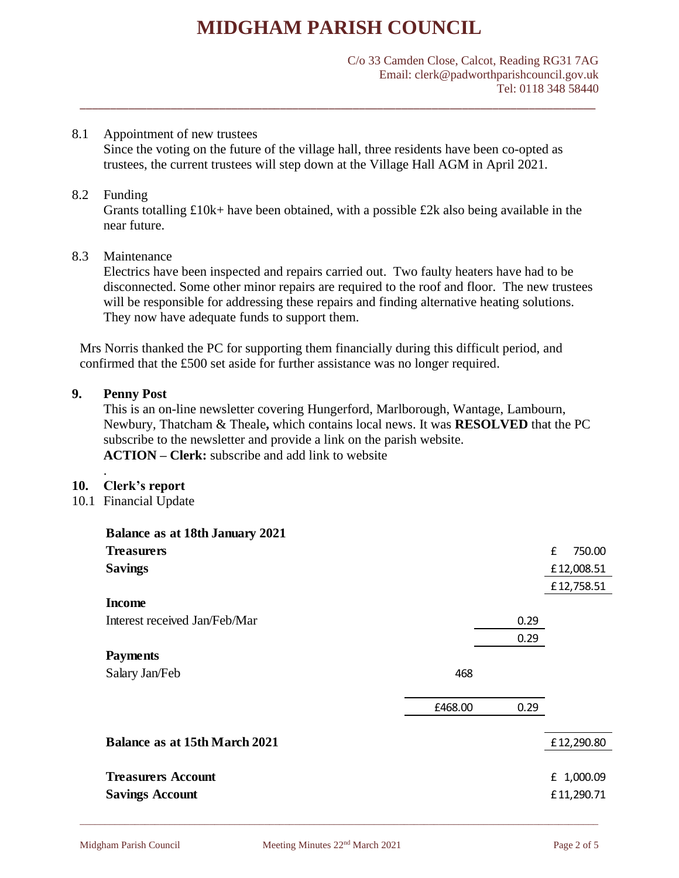# MIDGHAM PARISH COUNCIL

C/o 33 Camden Close, Calcot, Reading RG31 7AG
Email: clerk@padworthparishcouncil.gov.uk
Tel: 0118 348 58440

8.1 Appointment of new trustees
Since the voting on the future of the village hall, three residents have been co-opted as trustees, the current trustees will step down at the Village Hall AGM in April 2021.

8.2 Funding
Grants totalling £10k+ have been obtained, with a possible £2k also being available in the near future.

8.3 Maintenance
Electrics have been inspected and repairs carried out. Two faulty heaters have had to be disconnected. Some other minor repairs are required to the roof and floor. The new trustees will be responsible for addressing these repairs and finding alternative heating solutions. They now have adequate funds to support them.

Mrs Norris thanked the PC for supporting them financially during this difficult period, and confirmed that the £500 set aside for further assistance was no longer required.

**9. Penny Post**

This is an on-line newsletter covering Hungerford, Marlborough, Wantage, Lambourn, Newbury, Thatcham & Theale**,** which contains local news. It was **RESOLVED** that the PC subscribe to the newsletter and provide a link on the parish website.
**ACTION – Clerk:** subscribe and add link to website

**10. Clerk's report**

10.1 Financial Update

| | | | |
|---|---|---|---|
| **Balance as at 18th January 2021** | | | |
| **Treasurers** | | | £ 750.00 |
| **Savings** | | | £12,008.51 |
| | | | £12,758.51 |
| **Income** | | | |
| Interest received Jan/Feb/Mar | | 0.29 | |
| | | 0.29 | |
| **Payments** | | | |
| Salary Jan/Feb | 468 | | |
| | £468.00 | 0.29 | |
| **Balance as at 15th March 2021** | | | £12,290.80 |
| **Treasurers Account** | | | £ 1,000.09 |
| **Savings Account** | | | £11,290.71 |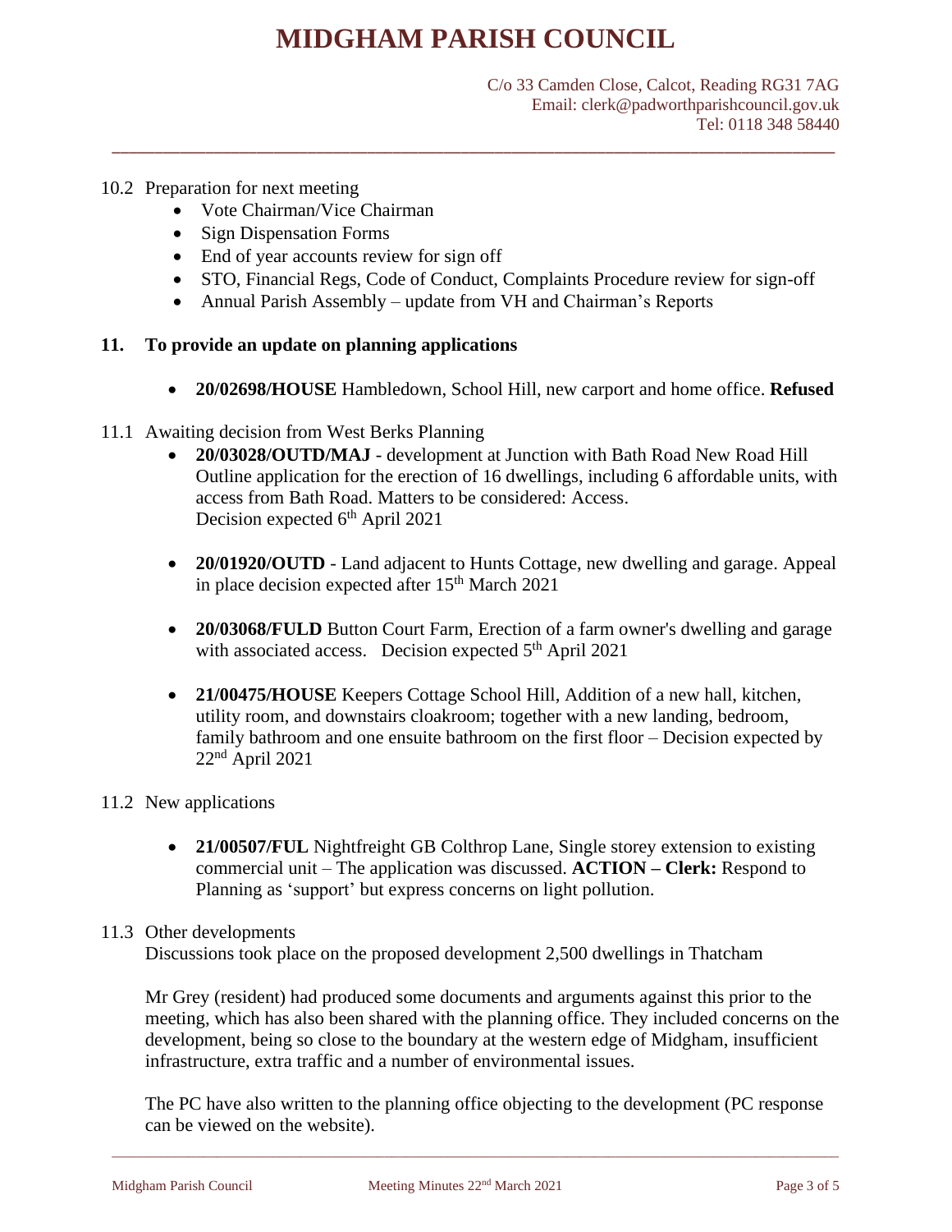10.2 Preparation for next meeting

- Vote Chairman/Vice Chairman
- Sign Dispensation Forms
- End of year accounts review for sign off
- STO, Financial Regs, Code of Conduct, Complaints Procedure review for sign-off
- Annual Parish Assembly – update from VH and Chairman's Reports

**11. To provide an update on planning applications**

- **20/02698/HOUSE** Hambledown, School Hill, new carport and home office. **Refused**

11.1 Awaiting decision from West Berks Planning

- **20/03028/OUTD/MAJ** - development at Junction with Bath Road New Road Hill Outline application for the erection of 16 dwellings, including 6 affordable units, with access from Bath Road. Matters to be considered: Access. Decision expected 6th April 2021

- **20/01920/OUTD** - Land adjacent to Hunts Cottage, new dwelling and garage. Appeal in place decision expected after 15th March 2021

- **20/03068/FULD** Button Court Farm, Erection of a farm owner's dwelling and garage with associated access. Decision expected 5th April 2021

- **21/00475/HOUSE** Keepers Cottage School Hill, Addition of a new hall, kitchen, utility room, and downstairs cloakroom; together with a new landing, bedroom, family bathroom and one ensuite bathroom on the first floor – Decision expected by 22nd April 2021

11.2 New applications

- **21/00507/FUL** Nightfreight GB Colthrop Lane, Single storey extension to existing commercial unit – The application was discussed. **ACTION – Clerk:** Respond to Planning as 'support' but express concerns on light pollution.

11.3 Other developments

Discussions took place on the proposed development 2,500 dwellings in Thatcham

Mr Grey (resident) had produced some documents and arguments against this prior to the meeting, which has also been shared with the planning office. They included concerns on the development, being so close to the boundary at the western edge of Midgham, insufficient infrastructure, extra traffic and a number of environmental issues.

The PC have also written to the planning office objecting to the development (PC response can be viewed on the website).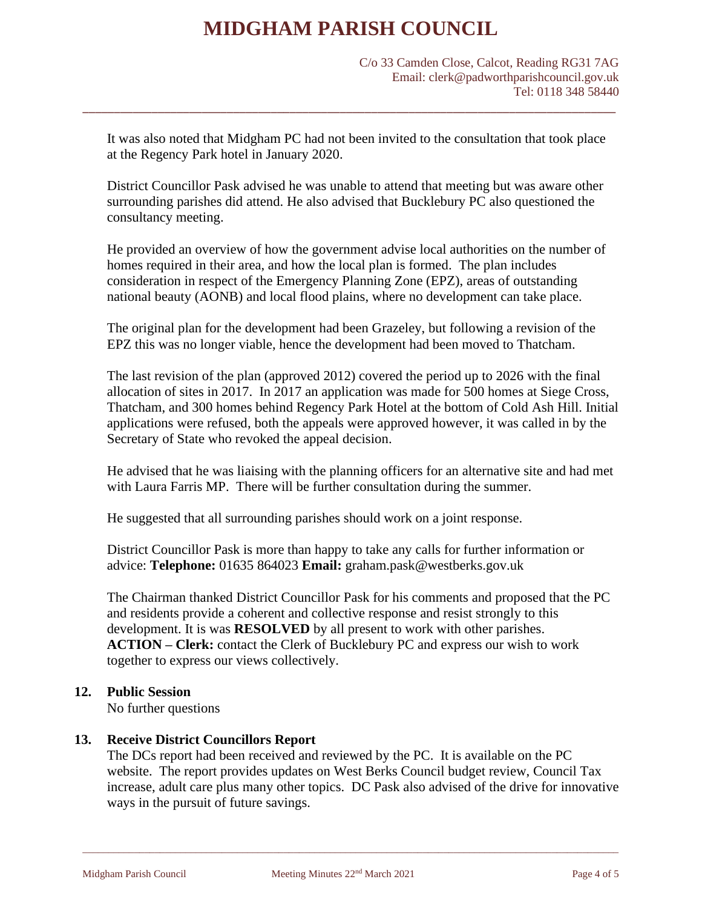It was also noted that Midgham PC had not been invited to the consultation that took place at the Regency Park hotel in January 2020.

District Councillor Pask advised he was unable to attend that meeting but was aware other surrounding parishes did attend. He also advised that Bucklebury PC also questioned the consultancy meeting.

He provided an overview of how the government advise local authorities on the number of homes required in their area, and how the local plan is formed. The plan includes consideration in respect of the Emergency Planning Zone (EPZ), areas of outstanding national beauty (AONB) and local flood plains, where no development can take place.

The original plan for the development had been Grazeley, but following a revision of the EPZ this was no longer viable, hence the development had been moved to Thatcham.

The last revision of the plan (approved 2012) covered the period up to 2026 with the final allocation of sites in 2017. In 2017 an application was made for 500 homes at Siege Cross, Thatcham, and 300 homes behind Regency Park Hotel at the bottom of Cold Ash Hill. Initial applications were refused, both the appeals were approved however, it was called in by the Secretary of State who revoked the appeal decision.

He advised that he was liaising with the planning officers for an alternative site and had met with Laura Farris MP. There will be further consultation during the summer.

He suggested that all surrounding parishes should work on a joint response.

District Councillor Pask is more than happy to take any calls for further information or advice: **Telephone:** 01635 864023 **Email:** graham.pask@westberks.gov.uk

The Chairman thanked District Councillor Pask for his comments and proposed that the PC and residents provide a coherent and collective response and resist strongly to this development. It is was **RESOLVED** by all present to work with other parishes.
**ACTION – Clerk:** contact the Clerk of Bucklebury PC and express our wish to work together to express our views collectively.

## 12. Public Session

No further questions

## 13. Receive District Councillors Report

The DCs report had been received and reviewed by the PC. It is available on the PC website. The report provides updates on West Berks Council budget review, Council Tax increase, adult care plus many other topics. DC Pask also advised of the drive for innovative ways in the pursuit of future savings.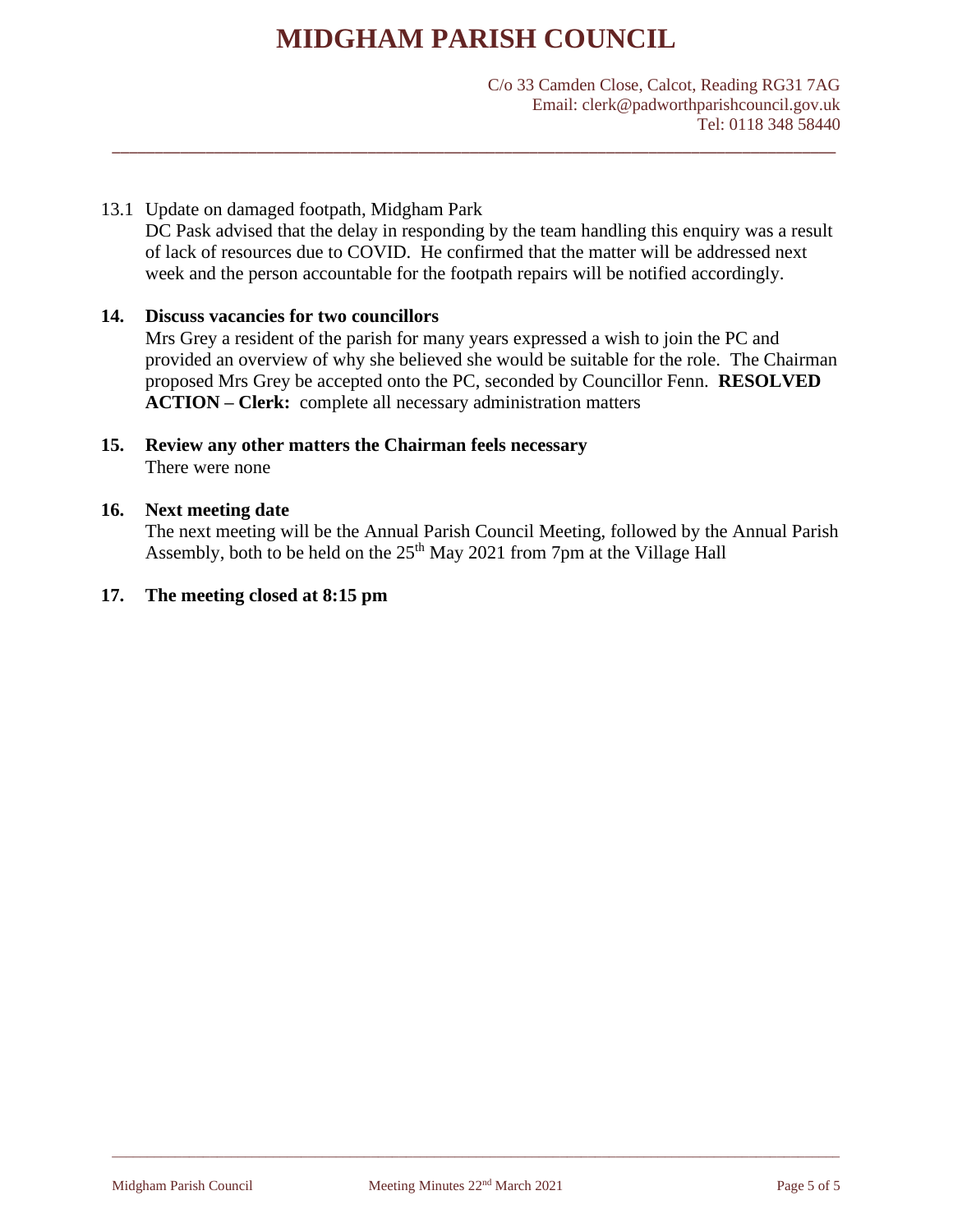13.1 Update on damaged footpath, Midgham Park

DC Pask advised that the delay in responding by the team handling this enquiry was a result of lack of resources due to COVID. He confirmed that the matter will be addressed next week and the person accountable for the footpath repairs will be notified accordingly.

**14. Discuss vacancies for two councillors**

Mrs Grey a resident of the parish for many years expressed a wish to join the PC and provided an overview of why she believed she would be suitable for the role. The Chairman proposed Mrs Grey be accepted onto the PC, seconded by Councillor Fenn. **RESOLVED**
**ACTION – Clerk:** complete all necessary administration matters

**15. Review any other matters the Chairman feels necessary**

There were none

**16. Next meeting date**

The next meeting will be the Annual Parish Council Meeting, followed by the Annual Parish Assembly, both to be held on the 25th May 2021 from 7pm at the Village Hall

**17. The meeting closed at 8:15 pm**